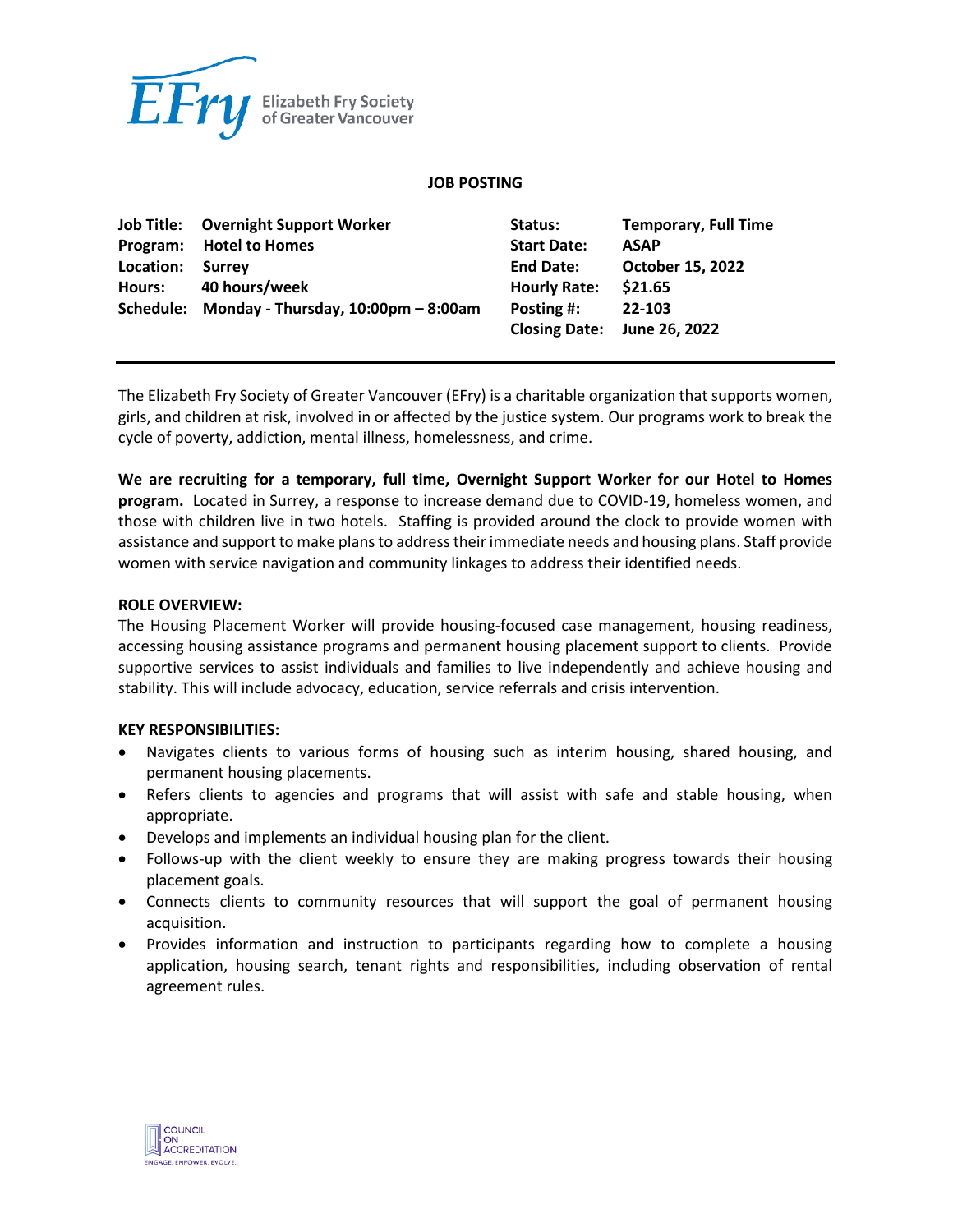Elizabeth Fry Society of Greater Vancouver

# JOB POSTING

| | | | |
|---|---|---|---|
| **Job Title:** | **Overnight Support Worker** | **Status:** | **Temporary, Full Time** |
| **Program:** | **Hotel to Homes** | **Start Date:** | **ASAP** |
| **Location:** | **Surrey** | **End Date:** | **October 15, 2022** |
| **Hours:** | **40 hours/week** | **Hourly Rate:** | **$21.65** |
| **Schedule:** | **Monday - Thursday, 10:00pm – 8:00am** | **Posting #:** | **22-103** |
| | | **Closing Date:** | **June 26, 2022** |

---

The Elizabeth Fry Society of Greater Vancouver (EFry) is a charitable organization that supports women, girls, and children at risk, involved in or affected by the justice system. Our programs work to break the cycle of poverty, addiction, mental illness, homelessness, and crime.

**We are recruiting for a temporary, full time, Overnight Support Worker for our Hotel to Homes program.** Located in Surrey, a response to increase demand due to COVID-19, homeless women, and those with children live in two hotels. Staffing is provided around the clock to provide women with assistance and support to make plans to address their immediate needs and housing plans. Staff provide women with service navigation and community linkages to address their identified needs.

**ROLE OVERVIEW:**

The Housing Placement Worker will provide housing-focused case management, housing readiness, accessing housing assistance programs and permanent housing placement support to clients. Provide supportive services to assist individuals and families to live independently and achieve housing and stability. This will include advocacy, education, service referrals and crisis intervention.

**KEY RESPONSIBILITIES:**

- Navigates clients to various forms of housing such as interim housing, shared housing, and permanent housing placements.
- Refers clients to agencies and programs that will assist with safe and stable housing, when appropriate.
- Develops and implements an individual housing plan for the client.
- Follows-up with the client weekly to ensure they are making progress towards their housing placement goals.
- Connects clients to community resources that will support the goal of permanent housing acquisition.
- Provides information and instruction to participants regarding how to complete a housing application, housing search, tenant rights and responsibilities, including observation of rental agreement rules.

COUNCIL ON ACCREDITATION
ENGAGE. EMPOWER. EVOLVE.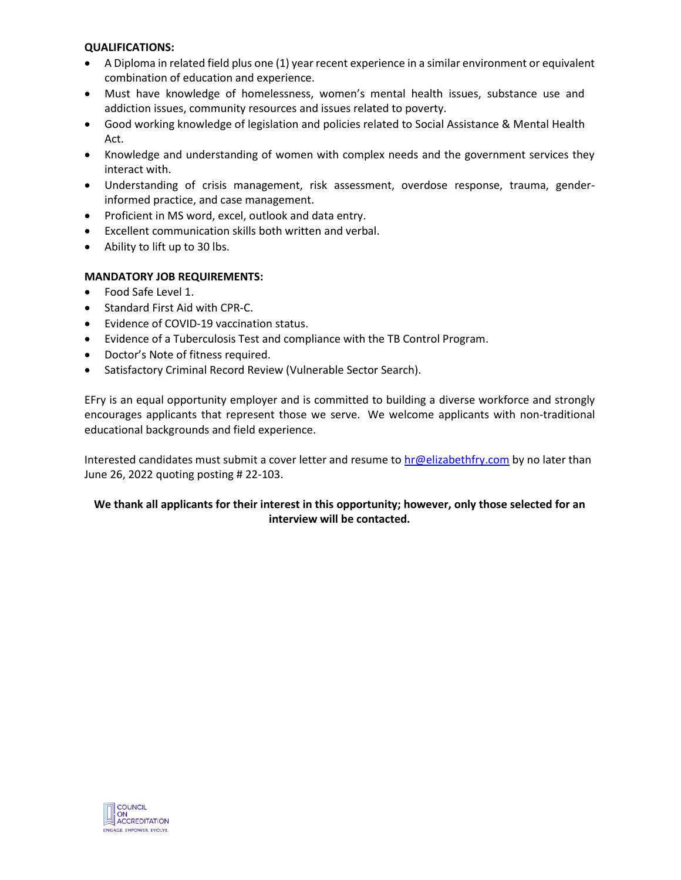**QUALIFICATIONS:**

- A Diploma in related field plus one (1) year recent experience in a similar environment or equivalent combination of education and experience.
- Must have knowledge of homelessness, women's mental health issues, substance use and addiction issues, community resources and issues related to poverty.
- Good working knowledge of legislation and policies related to Social Assistance & Mental Health Act.
- Knowledge and understanding of women with complex needs and the government services they interact with.
- Understanding of crisis management, risk assessment, overdose response, trauma, gender-informed practice, and case management.
- Proficient in MS word, excel, outlook and data entry.
- Excellent communication skills both written and verbal.
- Ability to lift up to 30 lbs.

**MANDATORY JOB REQUIREMENTS:**

- Food Safe Level 1.
- Standard First Aid with CPR-C.
- Evidence of COVID-19 vaccination status.
- Evidence of a Tuberculosis Test and compliance with the TB Control Program.
- Doctor's Note of fitness required.
- Satisfactory Criminal Record Review (Vulnerable Sector Search).

EFry is an equal opportunity employer and is committed to building a diverse workforce and strongly encourages applicants that represent those we serve. We welcome applicants with non-traditional educational backgrounds and field experience.

Interested candidates must submit a cover letter and resume to hr@elizabethfry.com by no later than June 26, 2022 quoting posting # 22-103.

**We thank all applicants for their interest in this opportunity; however, only those selected for an interview will be contacted.**

COUNCIL ON ACCREDITATION
ENGAGE. EMPOWER. EVOLVE.